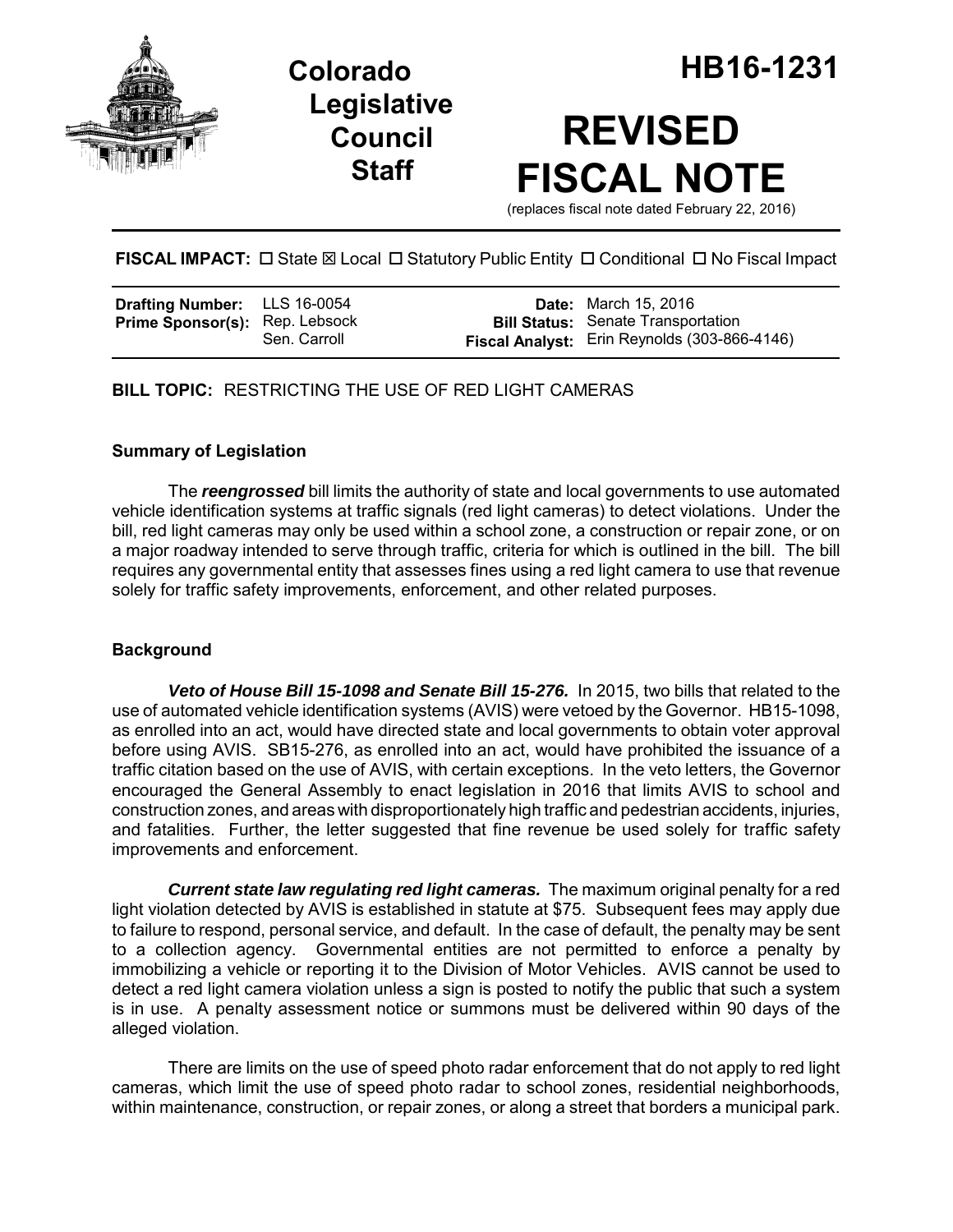# Colorado Legislative Council Staff

# HB16-1231

# REVISED FISCAL NOTE

(replaces fiscal note dated February 22, 2016)

**FISCAL IMPACT:** ☐ State ☒ Local ☐ Statutory Public Entity ☐ Conditional ☐ No Fiscal Impact

| | | | |
|---|---|---|---|
| **Drafting Number:** | LLS 16-0054 | **Date:** | March 15, 2016 |
| **Prime Sponsor(s):** | Rep. Lebsock<br>Sen. Carroll | **Bill Status:** | Senate Transportation |
| | | **Fiscal Analyst:** | Erin Reynolds (303-866-4146) |

**BILL TOPIC:** RESTRICTING THE USE OF RED LIGHT CAMERAS

### Summary of Legislation

The ***reengrossed*** bill limits the authority of state and local governments to use automated vehicle identification systems at traffic signals (red light cameras) to detect violations. Under the bill, red light cameras may only be used within a school zone, a construction or repair zone, or on a major roadway intended to serve through traffic, criteria for which is outlined in the bill. The bill requires any governmental entity that assesses fines using a red light camera to use that revenue solely for traffic safety improvements, enforcement, and other related purposes.

### Background

***Veto of House Bill 15-1098 and Senate Bill 15-276.*** In 2015, two bills that related to the use of automated vehicle identification systems (AVIS) were vetoed by the Governor. HB15-1098, as enrolled into an act, would have directed state and local governments to obtain voter approval before using AVIS. SB15-276, as enrolled into an act, would have prohibited the issuance of a traffic citation based on the use of AVIS, with certain exceptions. In the veto letters, the Governor encouraged the General Assembly to enact legislation in 2016 that limits AVIS to school and construction zones, and areas with disproportionately high traffic and pedestrian accidents, injuries, and fatalities. Further, the letter suggested that fine revenue be used solely for traffic safety improvements and enforcement.

***Current state law regulating red light cameras.*** The maximum original penalty for a red light violation detected by AVIS is established in statute at $75. Subsequent fees may apply due to failure to respond, personal service, and default. In the case of default, the penalty may be sent to a collection agency. Governmental entities are not permitted to enforce a penalty by immobilizing a vehicle or reporting it to the Division of Motor Vehicles. AVIS cannot be used to detect a red light camera violation unless a sign is posted to notify the public that such a system is in use. A penalty assessment notice or summons must be delivered within 90 days of the alleged violation.

There are limits on the use of speed photo radar enforcement that do not apply to red light cameras, which limit the use of speed photo radar to school zones, residential neighborhoods, within maintenance, construction, or repair zones, or along a street that borders a municipal park.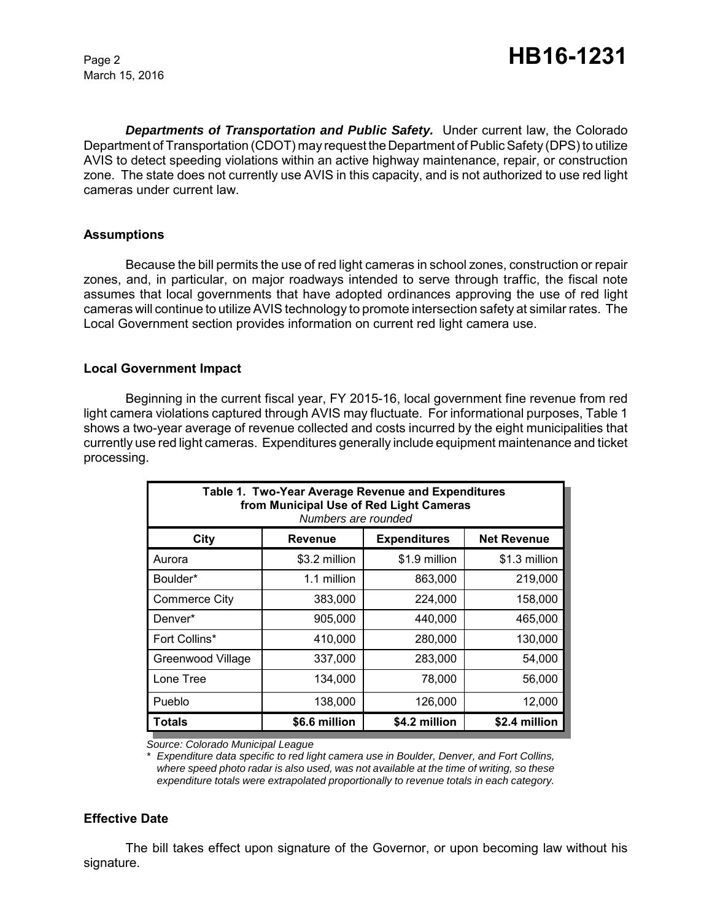***Departments of Transportation and Public Safety.*** Under current law, the Colorado Department of Transportation (CDOT) may request the Department of Public Safety (DPS) to utilize AVIS to detect speeding violations within an active highway maintenance, repair, or construction zone. The state does not currently use AVIS in this capacity, and is not authorized to use red light cameras under current law.

### Assumptions

Because the bill permits the use of red light cameras in school zones, construction or repair zones, and, in particular, on major roadways intended to serve through traffic, the fiscal note assumes that local governments that have adopted ordinances approving the use of red light cameras will continue to utilize AVIS technology to promote intersection safety at similar rates. The Local Government section provides information on current red light camera use.

### Local Government Impact

Beginning in the current fiscal year, FY 2015-16, local government fine revenue from red light camera violations captured through AVIS may fluctuate. For informational purposes, Table 1 shows a two-year average of revenue collected and costs incurred by the eight municipalities that currently use red light cameras. Expenditures generally include equipment maintenance and ticket processing.

**Table 1. Two-Year Average Revenue and Expenditures from Municipal Use of Red Light Cameras**
*Numbers are rounded*

| City | Revenue | Expenditures | Net Revenue |
|---|---|---|---|
| Aurora | $3.2 million | $1.9 million | $1.3 million |
| Boulder* | 1.1 million | 863,000 | 219,000 |
| Commerce City | 383,000 | 224,000 | 158,000 |
| Denver* | 905,000 | 440,000 | 465,000 |
| Fort Collins* | 410,000 | 280,000 | 130,000 |
| Greenwood Village | 337,000 | 283,000 | 54,000 |
| Lone Tree | 134,000 | 78,000 | 56,000 |
| Pueblo | 138,000 | 126,000 | 12,000 |
| **Totals** | **$6.6 million** | **$4.2 million** | **$2.4 million** |

*Source: Colorado Municipal League*

\* *Expenditure data specific to red light camera use in Boulder, Denver, and Fort Collins, where speed photo radar is also used, was not available at the time of writing, so these expenditure totals were extrapolated proportionally to revenue totals in each category.*

### Effective Date

The bill takes effect upon signature of the Governor, or upon becoming law without his signature.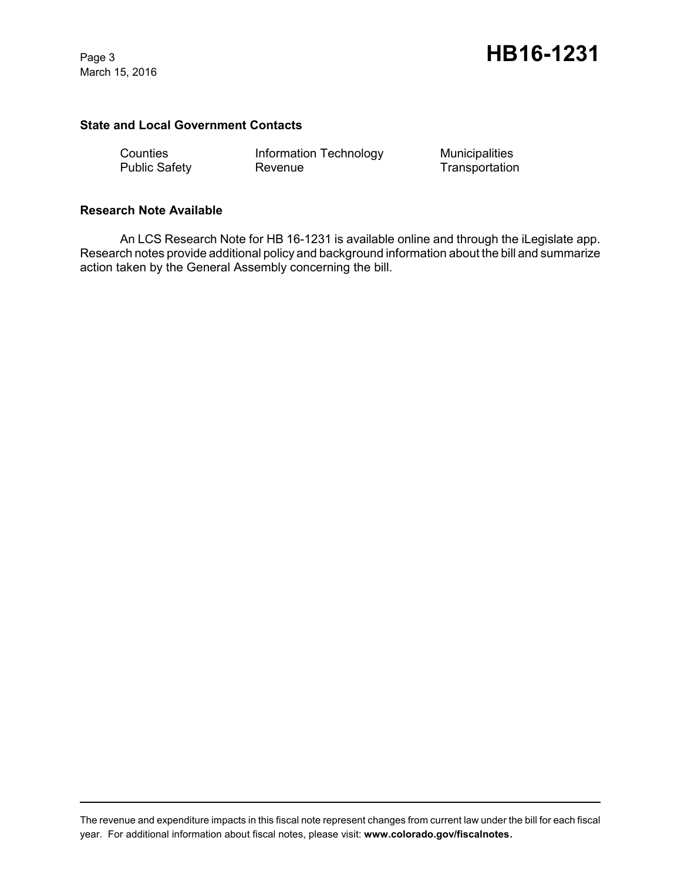**State and Local Government Contacts**

| | | |
|---|---|---|
| Counties | Information Technology | Municipalities |
| Public Safety | Revenue | Transportation |

**Research Note Available**

An LCS Research Note for HB 16-1231 is available online and through the iLegislate app. Research notes provide additional policy and background information about the bill and summarize action taken by the General Assembly concerning the bill.

The revenue and expenditure impacts in this fiscal note represent changes from current law under the bill for each fiscal year. For additional information about fiscal notes, please visit: **www.colorado.gov/fiscalnotes.**